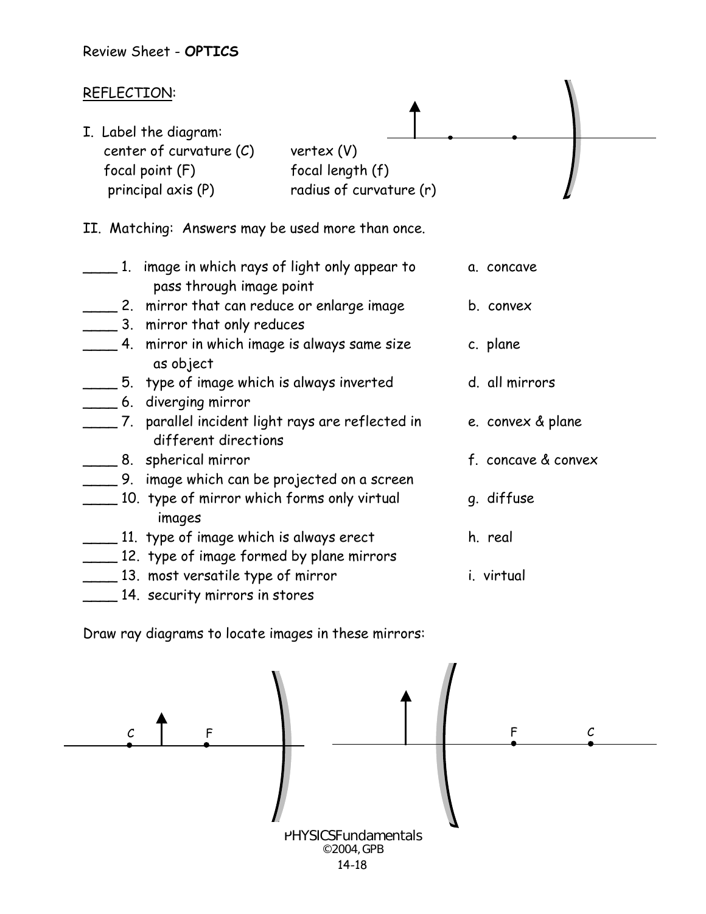Review Sheet - **OPTICS**

REFLECTION:

I. Label the diagram:

center of curvature (C) vertex (V)
focal point (F) focal length (f)
principal axis (P) radius of curvature (r)

II. Matching: Answers may be used more than once.

| | |
|---|---|
| ____ 1. image in which rays of light only appear to pass through image point | a. concave |
| ____ 2. mirror that can reduce or enlarge image | b. convex |
| ____ 3. mirror that only reduces | |
| ____ 4. mirror in which image is always same size as object | c. plane |
| ____ 5. type of image which is always inverted | d. all mirrors |
| ____ 6. diverging mirror | |
| ____ 7. parallel incident light rays are reflected in different directions | e. convex & plane |
| ____ 8. spherical mirror | f. concave & convex |
| ____ 9. image which can be projected on a screen | |
| ____ 10. type of mirror which forms only virtual images | g. diffuse |
| ____ 11. type of image which is always erect | h. real |
| ____ 12. type of image formed by plane mirrors | |
| ____ 13. most versatile type of mirror | i. virtual |
| ____ 14. security mirrors in stores | |

Draw ray diagrams to locate images in these mirrors:

C F F C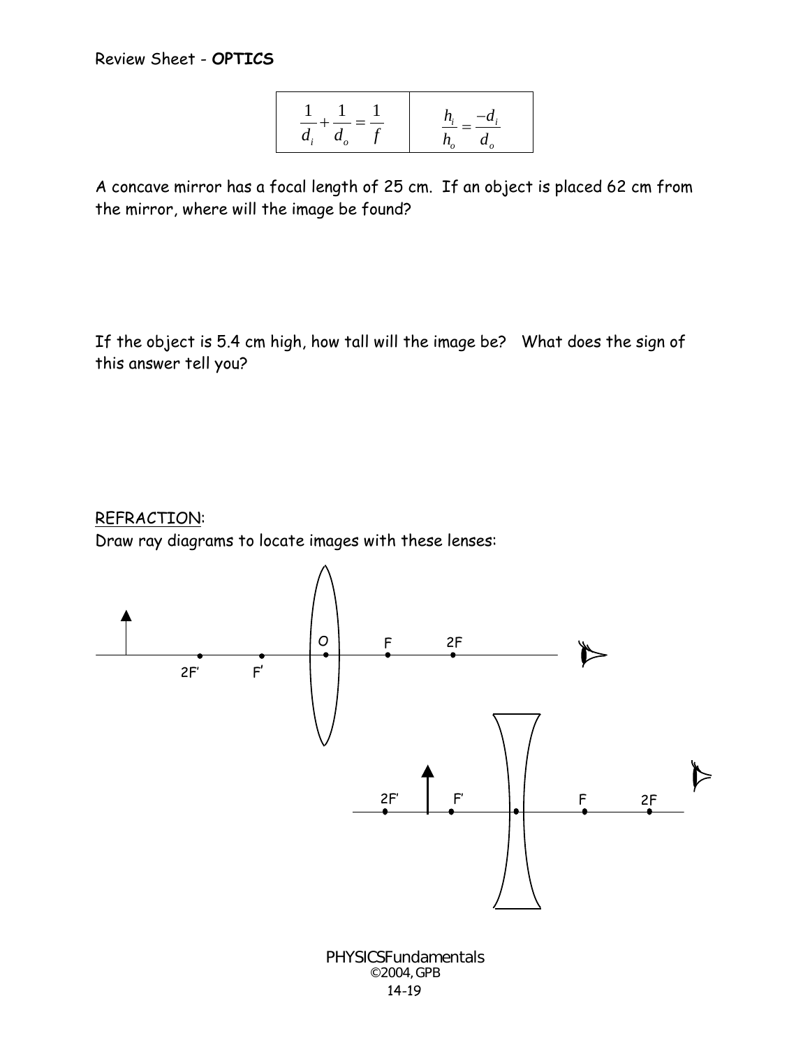Review Sheet - **OPTICS**

| $\frac{1}{d_i} + \frac{1}{d_o} = \frac{1}{f}$ | $\frac{h_i}{h_o} = \frac{-d_i}{d_o}$ |
|---|---|

A concave mirror has a focal length of 25 cm. If an object is placed 62 cm from the mirror, where will the image be found?

If the object is 5.4 cm high, how tall will the image be? What does the sign of this answer tell you?

REFRACTION:

Draw ray diagrams to locate images with these lenses:

2F' F' O F 2F

2F' F' F 2F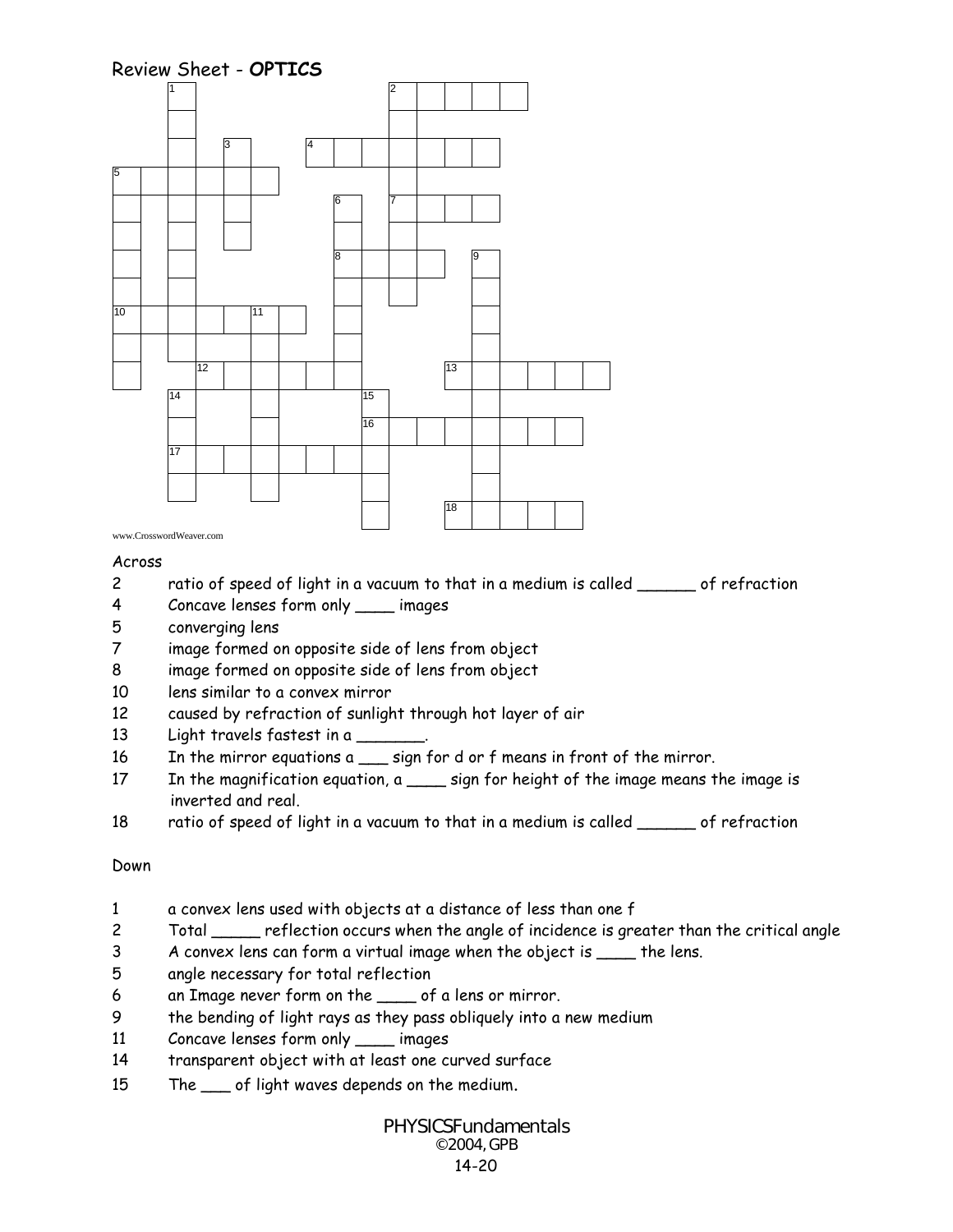# Review Sheet - **OPTICS**

www.CrosswordWeaver.com

Across

2 ratio of speed of light in a vacuum to that in a medium is called ______ of refraction
4 Concave lenses form only ____ images
5 converging lens
7 image formed on opposite side of lens from object
8 image formed on opposite side of lens from object
10 lens similar to a convex mirror
12 caused by refraction of sunlight through hot layer of air
13 Light travels fastest in a _______.
16 In the mirror equations a ___ sign for d or f means in front of the mirror.
17 In the magnification equation, a ____ sign for height of the image means the image is inverted and real.
18 ratio of speed of light in a vacuum to that in a medium is called ______ of refraction

Down

1 a convex lens used with objects at a distance of less than one f
2 Total _____ reflection occurs when the angle of incidence is greater than the critical angle
3 A convex lens can form a virtual image when the object is ____ the lens.
5 angle necessary for total reflection
6 an Image never form on the ____ of a lens or mirror.
9 the bending of light rays as they pass obliquely into a new medium
11 Concave lenses form only ____ images
14 transparent object with at least one curved surface
15 The ___ of light waves depends on the medium.

PHYSICSFundamentals
©2004, GPB